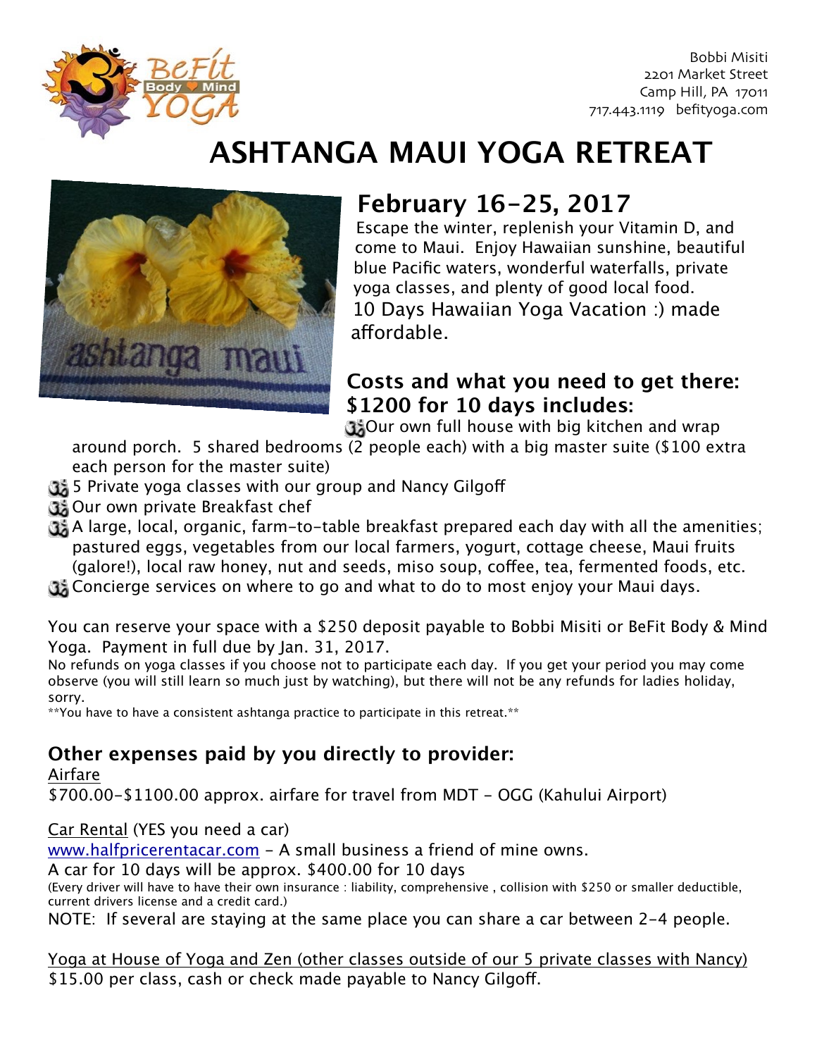Bobbi Misiti
2201 Market Street
Camp Hill, PA 17011
717.443.1119 befityoga.com

# ASHTANGA MAUI YOGA RETREAT

## February 16-25, 2017

Escape the winter, replenish your Vitamin D, and come to Maui. Enjoy Hawaiian sunshine, beautiful blue Pacific waters, wonderful waterfalls, private yoga classes, and plenty of good local food.
10 Days Hawaiian Yoga Vacation :) made affordable.

### Costs and what you need to get there: $1200 for 10 days includes:

- Our own full house with big kitchen and wrap around porch. 5 shared bedrooms (2 people each) with a big master suite ($100 extra each person for the master suite)
- 5 Private yoga classes with our group and Nancy Gilgoff
- Our own private Breakfast chef
- A large, local, organic, farm-to-table breakfast prepared each day with all the amenities; pastured eggs, vegetables from our local farmers, yogurt, cottage cheese, Maui fruits (galore!), local raw honey, nut and seeds, miso soup, coffee, tea, fermented foods, etc.
- Concierge services on where to go and what to do to most enjoy your Maui days.

You can reserve your space with a $250 deposit payable to Bobbi Misiti or BeFit Body & Mind Yoga. Payment in full due by Jan. 31, 2017.

No refunds on yoga classes if you choose not to participate each day. If you get your period you may come observe (you will still learn so much just by watching), but there will not be any refunds for ladies holiday, sorry.

**You have to have a consistent ashtanga practice to participate in this retreat.**

### Other expenses paid by you directly to provider:

Airfare
$700.00-$1100.00 approx. airfare for travel from MDT - OGG (Kahului Airport)

Car Rental (YES you need a car)
www.halfpricerentacar.com - A small business a friend of mine owns.
A car for 10 days will be approx. $400.00 for 10 days
(Every driver will have to have their own insurance : liability, comprehensive , collision with $250 or smaller deductible, current drivers license and a credit card.)
NOTE: If several are staying at the same place you can share a car between 2-4 people.

Yoga at House of Yoga and Zen (other classes outside of our 5 private classes with Nancy)
$15.00 per class, cash or check made payable to Nancy Gilgoff.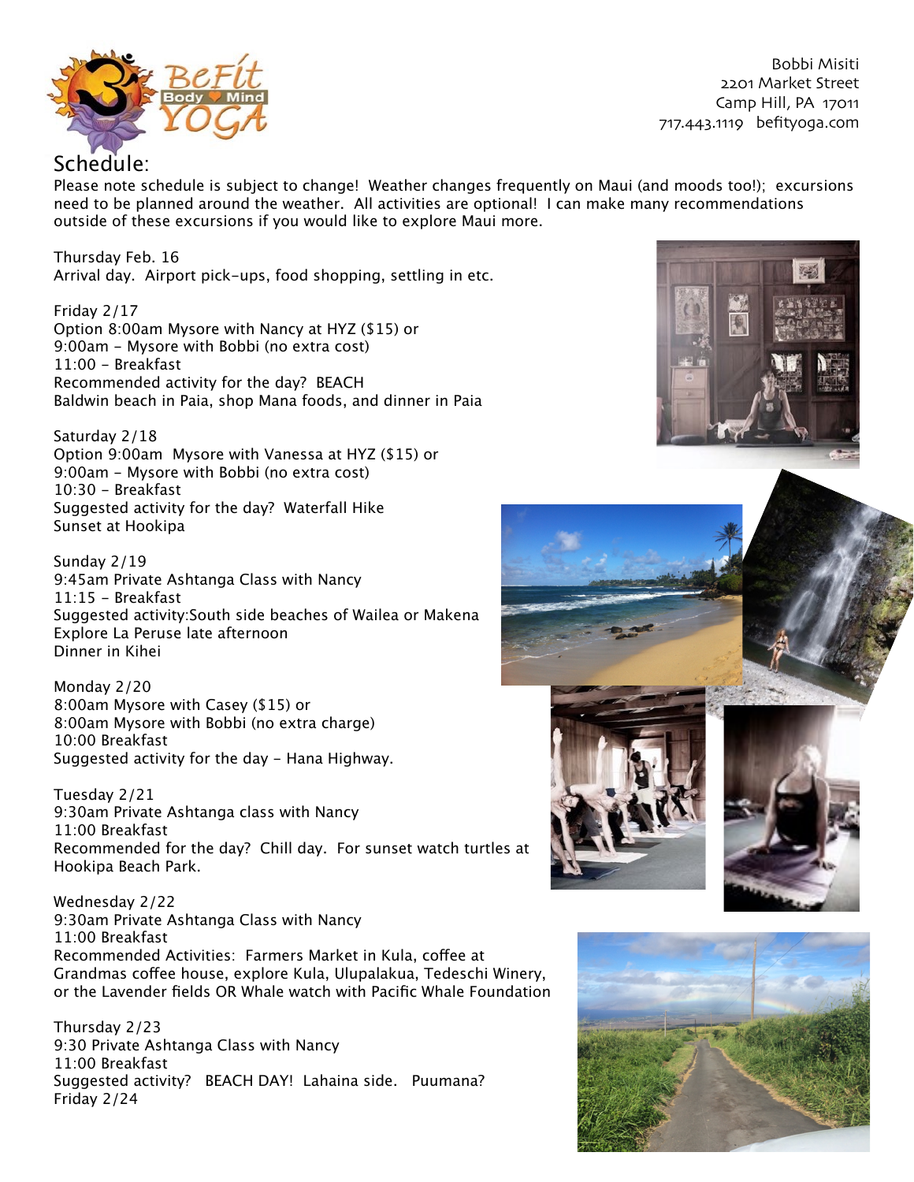Bobbi Misiti
2201 Market Street
Camp Hill, PA 17011
717.443.1119 befityoga.com

## Schedule:

Please note schedule is subject to change! Weather changes frequently on Maui (and moods too!); excursions need to be planned around the weather. All activities are optional! I can make many recommendations outside of these excursions if you would like to explore Maui more.

Thursday Feb. 16
Arrival day. Airport pick-ups, food shopping, settling in etc.

Friday 2/17
Option 8:00am Mysore with Nancy at HYZ ($15) or
9:00am - Mysore with Bobbi (no extra cost)
11:00 - Breakfast
Recommended activity for the day? BEACH
Baldwin beach in Paia, shop Mana foods, and dinner in Paia

Saturday 2/18
Option 9:00am Mysore with Vanessa at HYZ ($15) or
9:00am - Mysore with Bobbi (no extra cost)
10:30 - Breakfast
Suggested activity for the day? Waterfall Hike
Sunset at Hookipa

Sunday 2/19
9:45am Private Ashtanga Class with Nancy
11:15 - Breakfast
Suggested activity:South side beaches of Wailea or Makena
Explore La Peruse late afternoon
Dinner in Kihei

Monday 2/20
8:00am Mysore with Casey ($15) or
8:00am Mysore with Bobbi (no extra charge)
10:00 Breakfast
Suggested activity for the day - Hana Highway.

Tuesday 2/21
9:30am Private Ashtanga class with Nancy
11:00 Breakfast
Recommended for the day? Chill day. For sunset watch turtles at Hookipa Beach Park.

Wednesday 2/22
9:30am Private Ashtanga Class with Nancy
11:00 Breakfast
Recommended Activities: Farmers Market in Kula, coffee at Grandmas coffee house, explore Kula, Ulupalakua, Tedeschi Winery, or the Lavender fields OR Whale watch with Pacific Whale Foundation

Thursday 2/23
9:30 Private Ashtanga Class with Nancy
11:00 Breakfast
Suggested activity? BEACH DAY! Lahaina side. Puumana?
Friday 2/24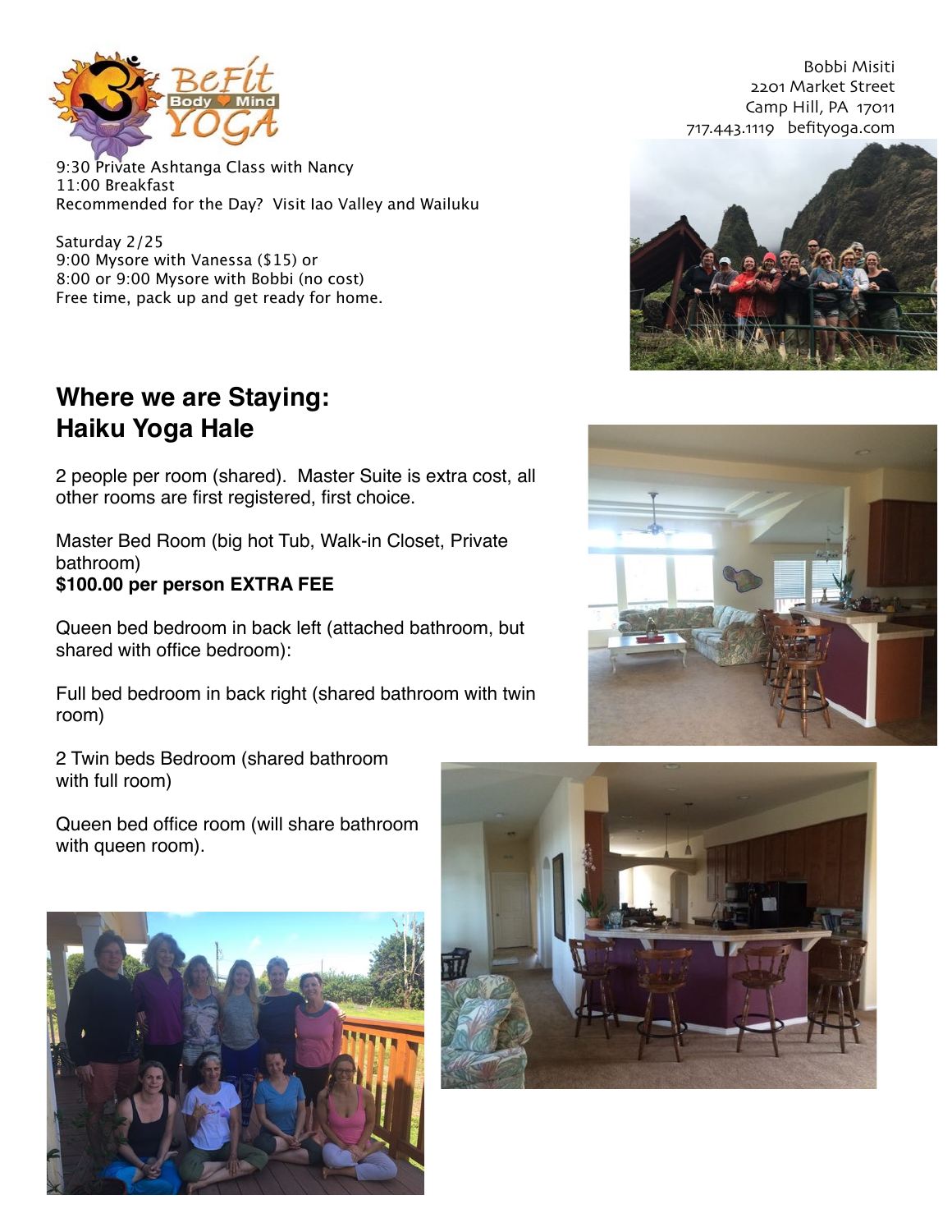Bobbi Misiti
2201 Market Street
Camp Hill, PA 17011
717.443.1119 befityoga.com

9:30 Private Ashtanga Class with Nancy
11:00 Breakfast
Recommended for the Day? Visit Iao Valley and Wailuku

Saturday 2/25
9:00 Mysore with Vanessa ($15) or
8:00 or 9:00 Mysore with Bobbi (no cost)
Free time, pack up and get ready for home.

## Where we are Staying: Haiku Yoga Hale

2 people per room (shared). Master Suite is extra cost, all other rooms are first registered, first choice.

Master Bed Room (big hot Tub, Walk-in Closet, Private bathroom)
**$100.00 per person EXTRA FEE**

Queen bed bedroom in back left (attached bathroom, but shared with office bedroom):

Full bed bedroom in back right (shared bathroom with twin room)

2 Twin beds Bedroom (shared bathroom with full room)

Queen bed office room (will share bathroom with queen room).